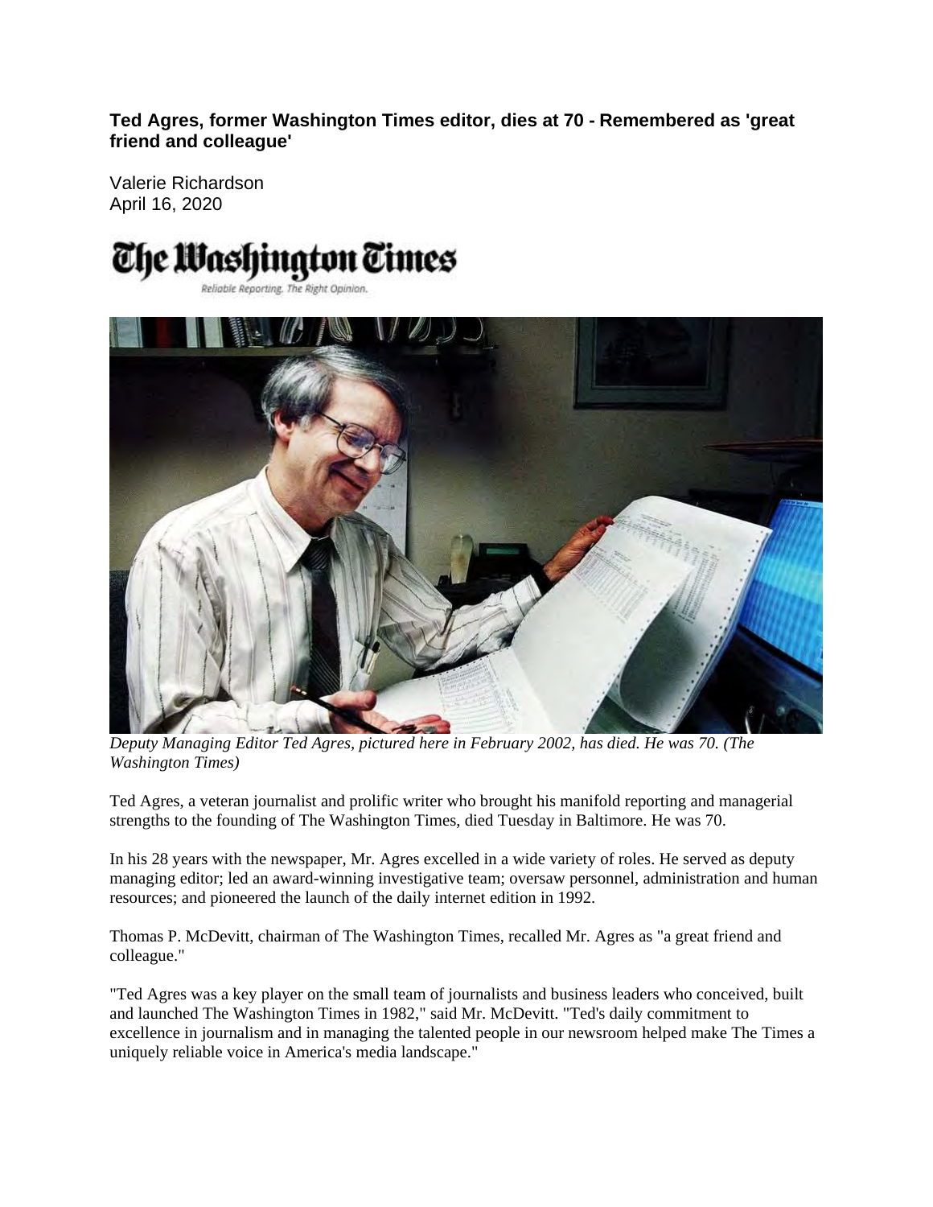**Ted Agres, former Washington Times editor, dies at 70 - Remembered as 'great friend and colleague'**

Valerie Richardson
April 16, 2020

The Washington Times
Reliable Reporting. The Right Opinion.

*Deputy Managing Editor Ted Agres, pictured here in February 2002, has died. He was 70. (The Washington Times)*

Ted Agres, a veteran journalist and prolific writer who brought his manifold reporting and managerial strengths to the founding of The Washington Times, died Tuesday in Baltimore. He was 70.

In his 28 years with the newspaper, Mr. Agres excelled in a wide variety of roles. He served as deputy managing editor; led an award-winning investigative team; oversaw personnel, administration and human resources; and pioneered the launch of the daily internet edition in 1992.

Thomas P. McDevitt, chairman of The Washington Times, recalled Mr. Agres as "a great friend and colleague."

"Ted Agres was a key player on the small team of journalists and business leaders who conceived, built and launched The Washington Times in 1982," said Mr. McDevitt. "Ted's daily commitment to excellence in journalism and in managing the talented people in our newsroom helped make The Times a uniquely reliable voice in America's media landscape."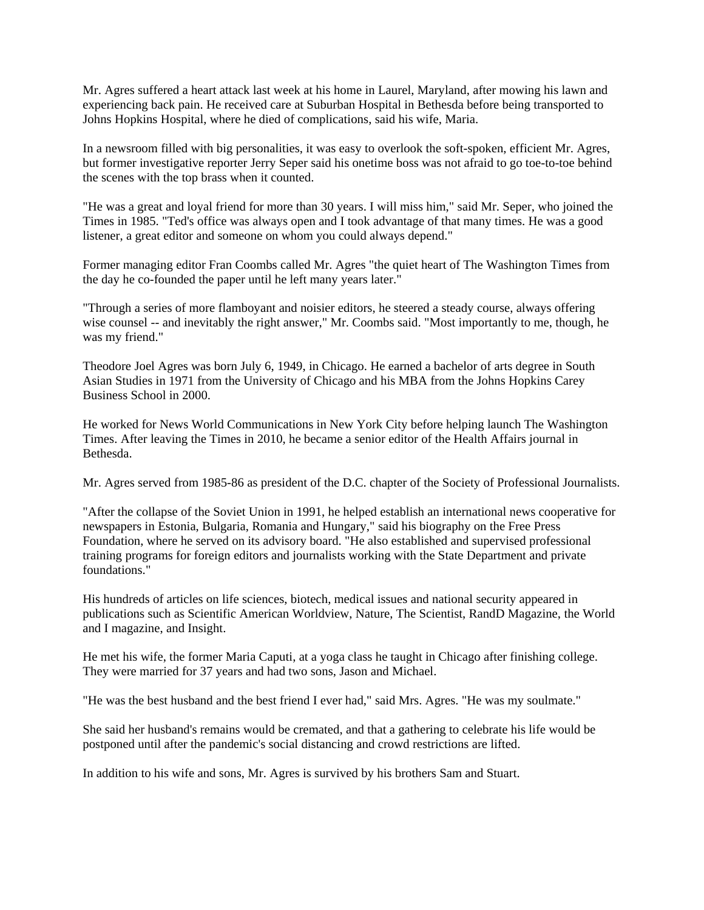Mr. Agres suffered a heart attack last week at his home in Laurel, Maryland, after mowing his lawn and experiencing back pain. He received care at Suburban Hospital in Bethesda before being transported to Johns Hopkins Hospital, where he died of complications, said his wife, Maria.

In a newsroom filled with big personalities, it was easy to overlook the soft-spoken, efficient Mr. Agres, but former investigative reporter Jerry Seper said his onetime boss was not afraid to go toe-to-toe behind the scenes with the top brass when it counted.

"He was a great and loyal friend for more than 30 years. I will miss him," said Mr. Seper, who joined the Times in 1985. "Ted's office was always open and I took advantage of that many times. He was a good listener, a great editor and someone on whom you could always depend."

Former managing editor Fran Coombs called Mr. Agres "the quiet heart of The Washington Times from the day he co-founded the paper until he left many years later."

"Through a series of more flamboyant and noisier editors, he steered a steady course, always offering wise counsel -- and inevitably the right answer," Mr. Coombs said. "Most importantly to me, though, he was my friend."

Theodore Joel Agres was born July 6, 1949, in Chicago. He earned a bachelor of arts degree in South Asian Studies in 1971 from the University of Chicago and his MBA from the Johns Hopkins Carey Business School in 2000.

He worked for News World Communications in New York City before helping launch The Washington Times. After leaving the Times in 2010, he became a senior editor of the Health Affairs journal in Bethesda.

Mr. Agres served from 1985-86 as president of the D.C. chapter of the Society of Professional Journalists.

"After the collapse of the Soviet Union in 1991, he helped establish an international news cooperative for newspapers in Estonia, Bulgaria, Romania and Hungary," said his biography on the Free Press Foundation, where he served on its advisory board. "He also established and supervised professional training programs for foreign editors and journalists working with the State Department and private foundations."

His hundreds of articles on life sciences, biotech, medical issues and national security appeared in publications such as Scientific American Worldview, Nature, The Scientist, RandD Magazine, the World and I magazine, and Insight.

He met his wife, the former Maria Caputi, at a yoga class he taught in Chicago after finishing college. They were married for 37 years and had two sons, Jason and Michael.

"He was the best husband and the best friend I ever had," said Mrs. Agres. "He was my soulmate."

She said her husband's remains would be cremated, and that a gathering to celebrate his life would be postponed until after the pandemic's social distancing and crowd restrictions are lifted.

In addition to his wife and sons, Mr. Agres is survived by his brothers Sam and Stuart.